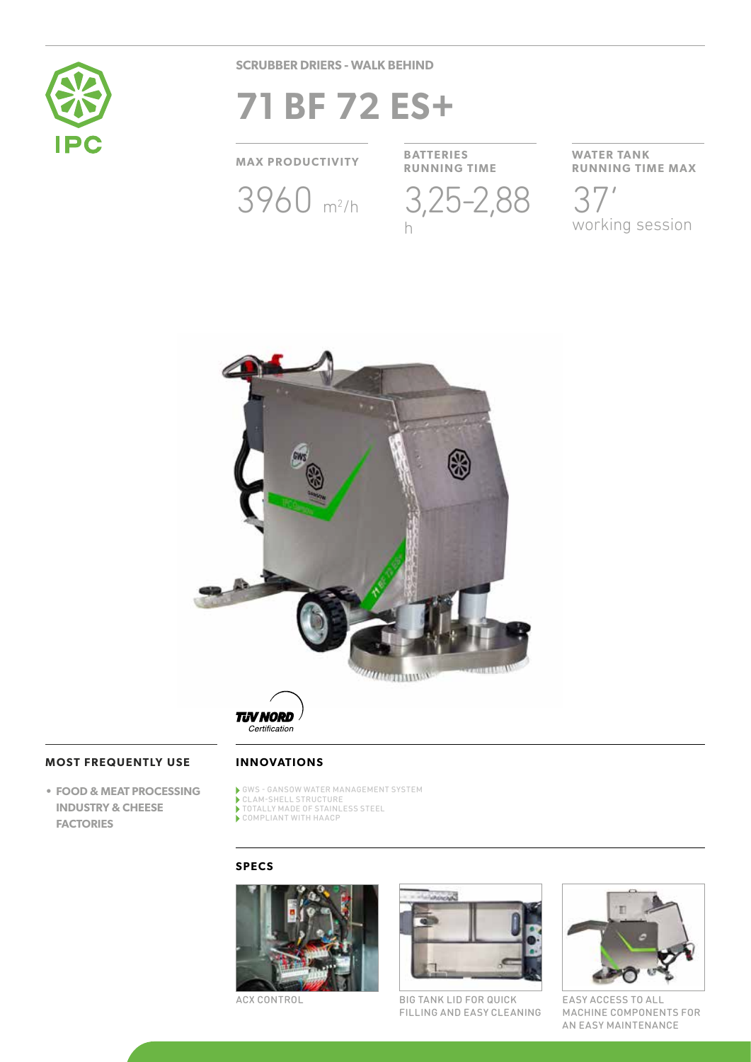SCRUBBER DRIERS - WALK BEHIND

# 71 BF 72 ES+

**MAX PRODUCTIVITY**

3960 $m^2/h$

**BATTERIES RUNNING TIME**

3,25-2,88 h

**WATER TANK RUNNING TIME MAX**

37′ working session

TÜV NORD Certification

## MOST FREQUENTLY USE

- **FOOD & MEAT PROCESSING INDUSTRY & CHEESE FACTORIES**

## INNOVATIONS

- GWS - GANSOW WATER MANAGEMENT SYSTEM
- CLAM-SHELL STRUCTURE
- TOTALLY MADE OF STAINLESS STEEL
- COMPLIANT WITH HACCP

## SPECS

ACX CONTROL

BIG TANK LID FOR QUICK FILLING AND EASY CLEANING

EASY ACCESS TO ALL MACHINE COMPONENTS FOR AN EASY MAINTENANCE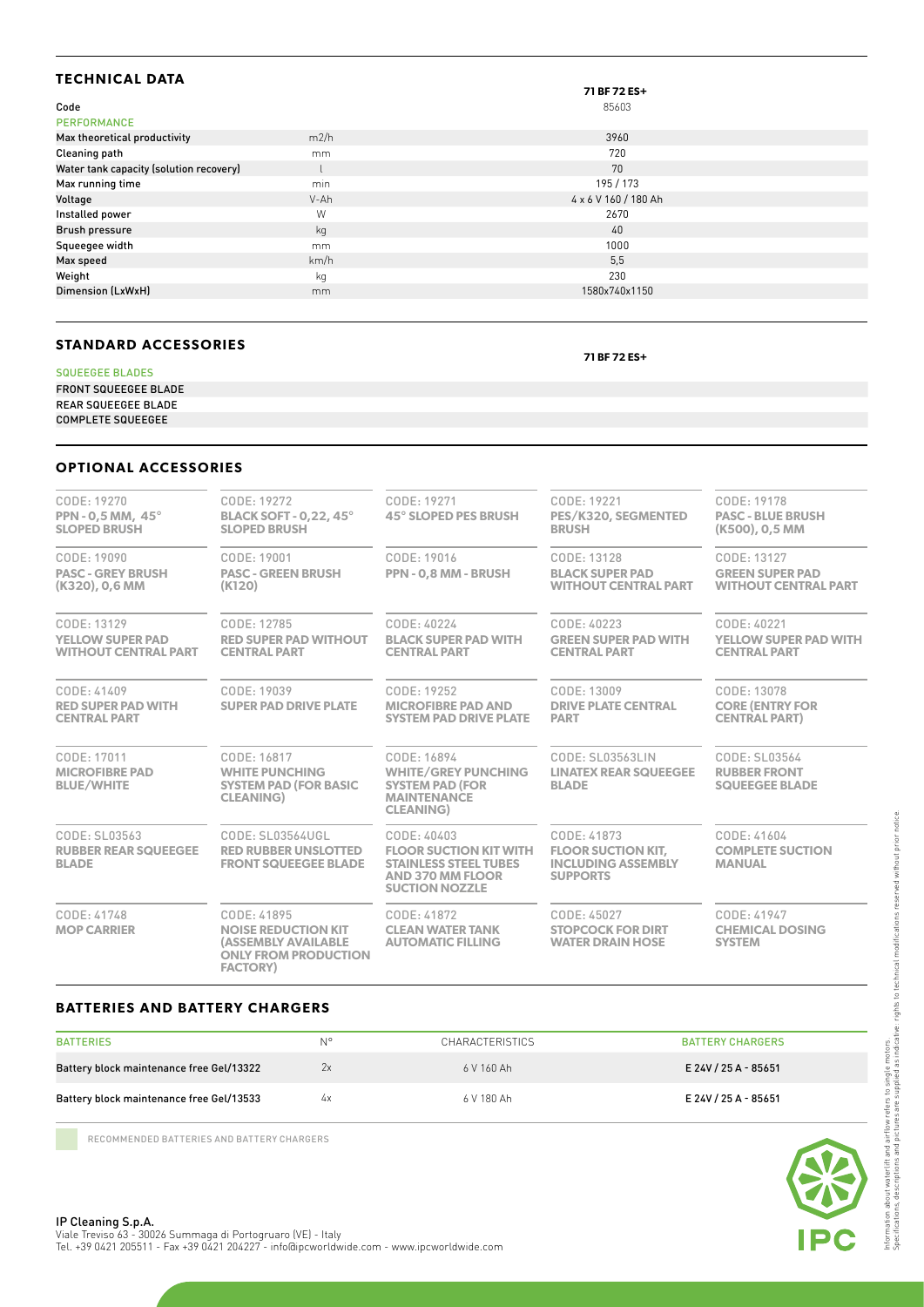## TECHNICAL DATA

| | | 71 BF 72 ES+ |
|---|---|---|
| Code | | 85603 |
| PERFORMANCE | | |
| Max theoretical productivity | m2/h | 3960 |
| Cleaning path | mm | 720 |
| Water tank capacity (solution recovery) | l | 70 |
| Max running time | min | 195 / 173 |
| Voltage | V-Ah | 4 x 6 V 160 / 180 Ah |
| Installed power | W | 2670 |
| Brush pressure | kg | 40 |
| Squeegee width | mm | 1000 |
| Max speed | km/h | 5,5 |
| Weight | kg | 230 |
| Dimension (LxWxH) | mm | 1580x740x1150 |

## STANDARD ACCESSORIES

| | 71 BF 72 ES+ |
|---|---|
| SQUEEGEE BLADES | |
| FRONT SQUEEGEE BLADE | |
| REAR SQUEEGEE BLADE | |
| COMPLETE SQUEEGEE | |

## OPTIONAL ACCESSORIES

| | | | | |
|---|---|---|---|---|
| CODE: 19270<br>**PPN - 0,5 MM, 45° SLOPED BRUSH** | CODE: 19272<br>**BLACK SOFT - 0,22, 45° SLOPED BRUSH** | CODE: 19271<br>**45° SLOPED PES BRUSH** | CODE: 19221<br>**PES/K320, SEGMENTED BRUSH** | CODE: 19178<br>**PASC - BLUE BRUSH (K500), 0,5 MM** |
| CODE: 19090<br>**PASC - GREY BRUSH (K320), 0,6 MM** | CODE: 19001<br>**PASC - GREEN BRUSH (K120)** | CODE: 19016<br>**PPN - 0,8 MM - BRUSH** | CODE: 13128<br>**BLACK SUPER PAD WITHOUT CENTRAL PART** | CODE: 13127<br>**GREEN SUPER PAD WITHOUT CENTRAL PART** |
| CODE: 13129<br>**YELLOW SUPER PAD WITHOUT CENTRAL PART** | CODE: 12785<br>**RED SUPER PAD WITHOUT CENTRAL PART** | CODE: 40224<br>**BLACK SUPER PAD WITH CENTRAL PART** | CODE: 40223<br>**GREEN SUPER PAD WITH CENTRAL PART** | CODE: 40221<br>**YELLOW SUPER PAD WITH CENTRAL PART** |
| CODE: 41409<br>**RED SUPER PAD WITH CENTRAL PART** | CODE: 19039<br>**SUPER PAD DRIVE PLATE** | CODE: 19252<br>**MICROFIBRE PAD AND SYSTEM PAD DRIVE PLATE** | CODE: 13009<br>**DRIVE PLATE CENTRAL PART** | CODE: 13078<br>**CORE (ENTRY FOR CENTRAL PART)** |
| CODE: 17011<br>**MICROFIBRE PAD BLUE/WHITE** | CODE: 16817<br>**WHITE PUNCHING SYSTEM PAD (FOR BASIC CLEANING)** | CODE: 16894<br>**WHITE/GREY PUNCHING SYSTEM PAD (FOR MAINTENANCE CLEANING)** | CODE: SL03563LIN<br>**LINATEX REAR SQUEEGEE BLADE** | CODE: SL03564<br>**RUBBER FRONT SQUEEGEE BLADE** |
| CODE: SL03563<br>**RUBBER REAR SQUEEGEE BLADE** | CODE: SL03564UGL<br>**RED RUBBER UNSLOTTED FRONT SQUEEGEE BLADE** | CODE: 40403<br>**FLOOR SUCTION KIT WITH STAINLESS STEEL TUBES AND 370 MM FLOOR SUCTION NOZZLE** | CODE: 41873<br>**FLOOR SUCTION KIT, INCLUDING ASSEMBLY SUPPORTS** | CODE: 41604<br>**COMPLETE SUCTION MANUAL** |
| CODE: 41748<br>**MOP CARRIER** | CODE: 41895<br>**NOISE REDUCTION KIT (ASSEMBLY AVAILABLE ONLY FROM PRODUCTION FACTORY)** | CODE: 41872<br>**CLEAN WATER TANK AUTOMATIC FILLING** | CODE: 45027<br>**STOPCOCK FOR DIRT WATER DRAIN HOSE** | CODE: 41947<br>**CHEMICAL DOSING SYSTEM** |

## BATTERIES AND BATTERY CHARGERS

| BATTERIES | N° | CHARACTERISTICS | BATTERY CHARGERS |
|---|---|---|---|
| Battery block maintenance free Gel/13322 | 2x | 6 V 160 Ah | E 24V / 25 A - 85651 |
| Battery block maintenance free Gel/13533 | 4x | 6 V 180 Ah | E 24V / 25 A - 85651 |

RECOMMENDED BATTERIES AND BATTERY CHARGERS

IP Cleaning S.p.A.
Viale Treviso 63 - 30026 Summaga di Portogruaro (VE) - Italy
Tel. +39 0421 205511 - Fax +39 0421 204227 - info@ipcworldwide.com - www.ipcworldwide.com

IPC

Information about waterlift and airflow refers to single motors.
Specifications, descriptions and pictures are supplied as indicative: rights to technical modifications reserved without prior notice.